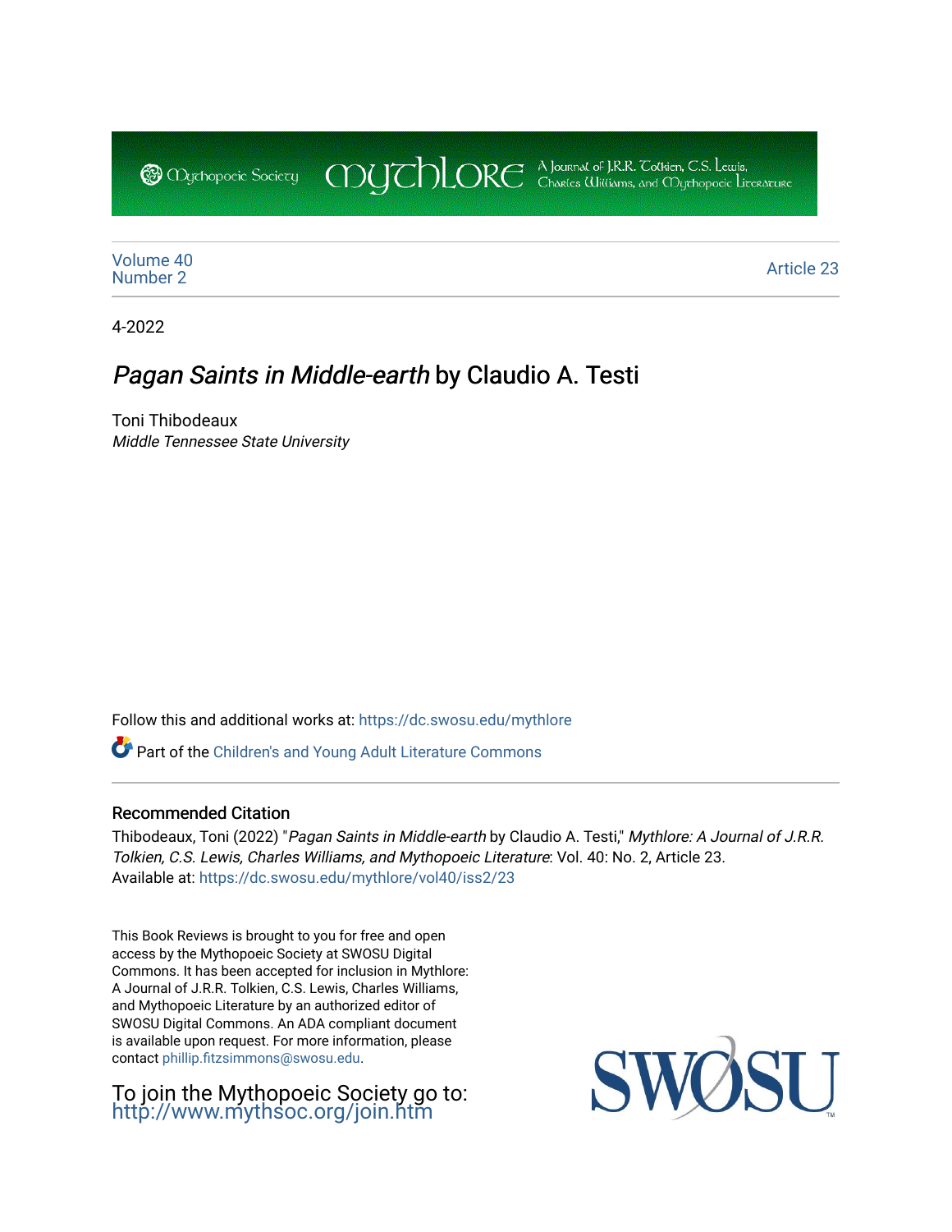Mythopoeic Society | Mythlore | A Journal of J.R.R. Tolkien, C.S. Lewis, Charles Williams, and Mythopoeic Literature

Volume 40
Number 2

Article 23

4-2022

# *Pagan Saints in Middle-earth* by Claudio A. Testi

Toni Thibodeaux
*Middle Tennessee State University*

Follow this and additional works at: https://dc.swosu.edu/mythlore

Part of the Children's and Young Adult Literature Commons

## Recommended Citation

Thibodeaux, Toni (2022) "*Pagan Saints in Middle-earth* by Claudio A. Testi," *Mythlore: A Journal of J.R.R. Tolkien, C.S. Lewis, Charles Williams, and Mythopoeic Literature*: Vol. 40: No. 2, Article 23.
Available at: https://dc.swosu.edu/mythlore/vol40/iss2/23

This Book Reviews is brought to you for free and open access by the Mythopoeic Society at SWOSU Digital Commons. It has been accepted for inclusion in Mythlore: A Journal of J.R.R. Tolkien, C.S. Lewis, Charles Williams, and Mythopoeic Literature by an authorized editor of SWOSU Digital Commons. An ADA compliant document is available upon request. For more information, please contact phillip.fitzsimmons@swosu.edu.

To join the Mythopoeic Society go to:
http://www.mythsoc.org/join.htm

SWOSU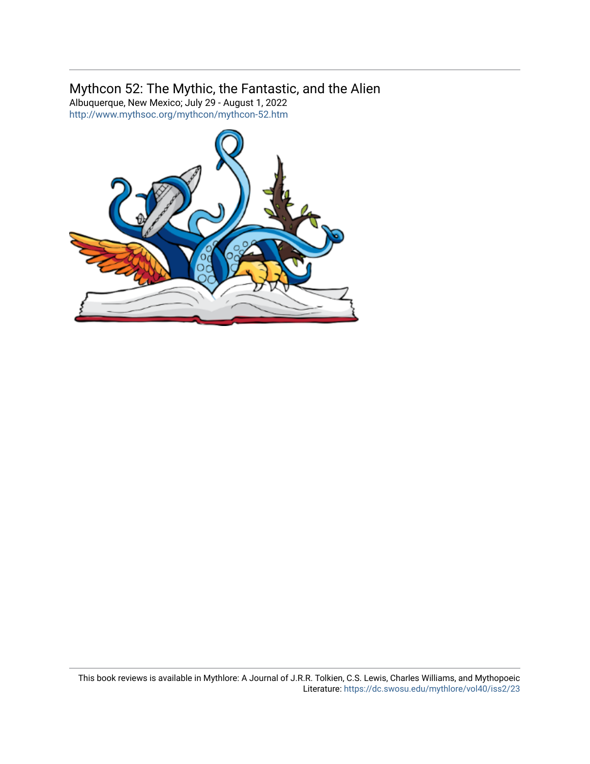## Mythcon 52: The Mythic, the Fantastic, and the Alien

Albuquerque, New Mexico; July 29 - August 1, 2022

http://www.mythsoc.org/mythcon/mythcon-52.htm

This book reviews is available in Mythlore: A Journal of J.R.R. Tolkien, C.S. Lewis, Charles Williams, and Mythopoeic Literature: https://dc.swosu.edu/mythlore/vol40/iss2/23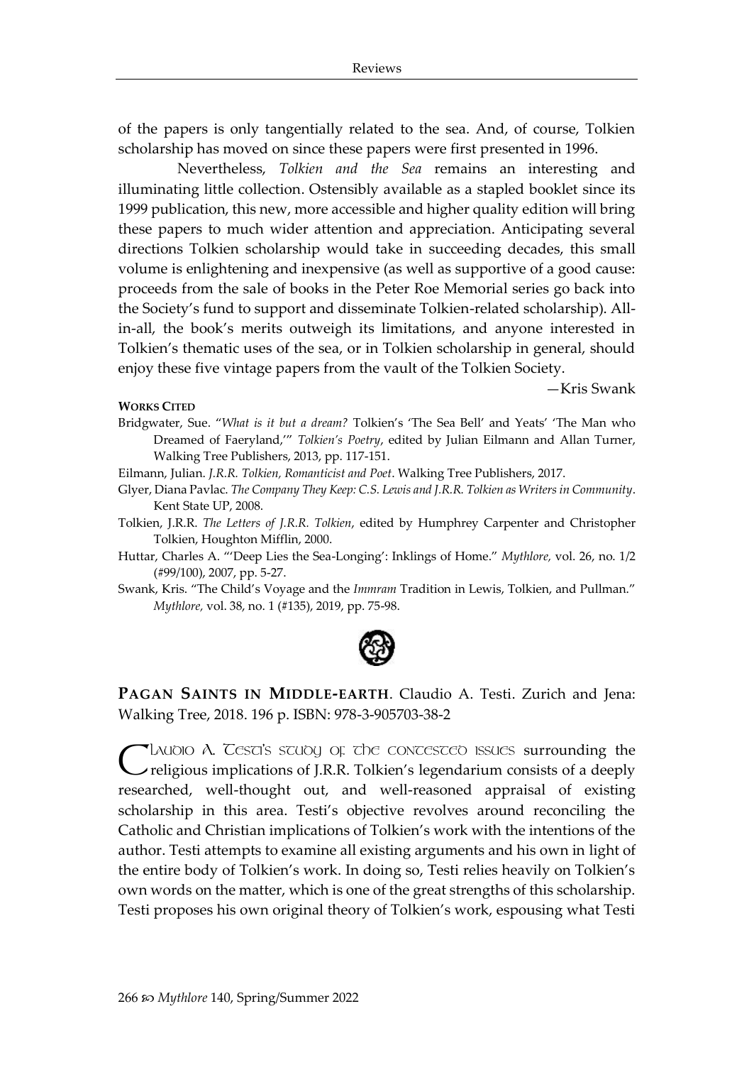of the papers is only tangentially related to the sea. And, of course, Tolkien scholarship has moved on since these papers were first presented in 1996.

Nevertheless, *Tolkien and the Sea* remains an interesting and illuminating little collection. Ostensibly available as a stapled booklet since its 1999 publication, this new, more accessible and higher quality edition will bring these papers to much wider attention and appreciation. Anticipating several directions Tolkien scholarship would take in succeeding decades, this small volume is enlightening and inexpensive (as well as supportive of a good cause: proceeds from the sale of books in the Peter Roe Memorial series go back into the Society's fund to support and disseminate Tolkien-related scholarship). All-in-all, the book's merits outweigh its limitations, and anyone interested in Tolkien's thematic uses of the sea, or in Tolkien scholarship in general, should enjoy these five vintage papers from the vault of the Tolkien Society.

—Kris Swank

**WORKS CITED**

Bridgwater, Sue. "*What is it but a dream?* Tolkien's 'The Sea Bell' and Yeats' 'The Man who Dreamed of Faeryland,'" *Tolkien's Poetry*, edited by Julian Eilmann and Allan Turner, Walking Tree Publishers, 2013, pp. 117-151.

Eilmann, Julian. *J.R.R. Tolkien, Romanticist and Poet*. Walking Tree Publishers, 2017.

Glyer, Diana Pavlac. *The Company They Keep: C.S. Lewis and J.R.R. Tolkien as Writers in Community*. Kent State UP, 2008.

Tolkien, J.R.R. *The Letters of J.R.R. Tolkien*, edited by Humphrey Carpenter and Christopher Tolkien, Houghton Mifflin, 2000.

Huttar, Charles A. "'Deep Lies the Sea-Longing': Inklings of Home." *Mythlore*, vol. 26, no. 1/2 (#99/100), 2007, pp. 5-27.

Swank, Kris. "The Child's Voyage and the *Immram* Tradition in Lewis, Tolkien, and Pullman." *Mythlore*, vol. 38, no. 1 (#135), 2019, pp. 75-98.

**PAGAN SAINTS IN MIDDLE-EARTH**. Claudio A. Testi. Zurich and Jena: Walking Tree, 2018. 196 p. ISBN: 978-3-905703-38-2

CLAUDIO A. TESTI'S STUDY OF THE CONTESTED ISSUES surrounding the religious implications of J.R.R. Tolkien's legendarium consists of a deeply researched, well-thought out, and well-reasoned appraisal of existing scholarship in this area. Testi's objective revolves around reconciling the Catholic and Christian implications of Tolkien's work with the intentions of the author. Testi attempts to examine all existing arguments and his own in light of the entire body of Tolkien's work. In doing so, Testi relies heavily on Tolkien's own words on the matter, which is one of the great strengths of this scholarship. Testi proposes his own original theory of Tolkien's work, espousing what Testi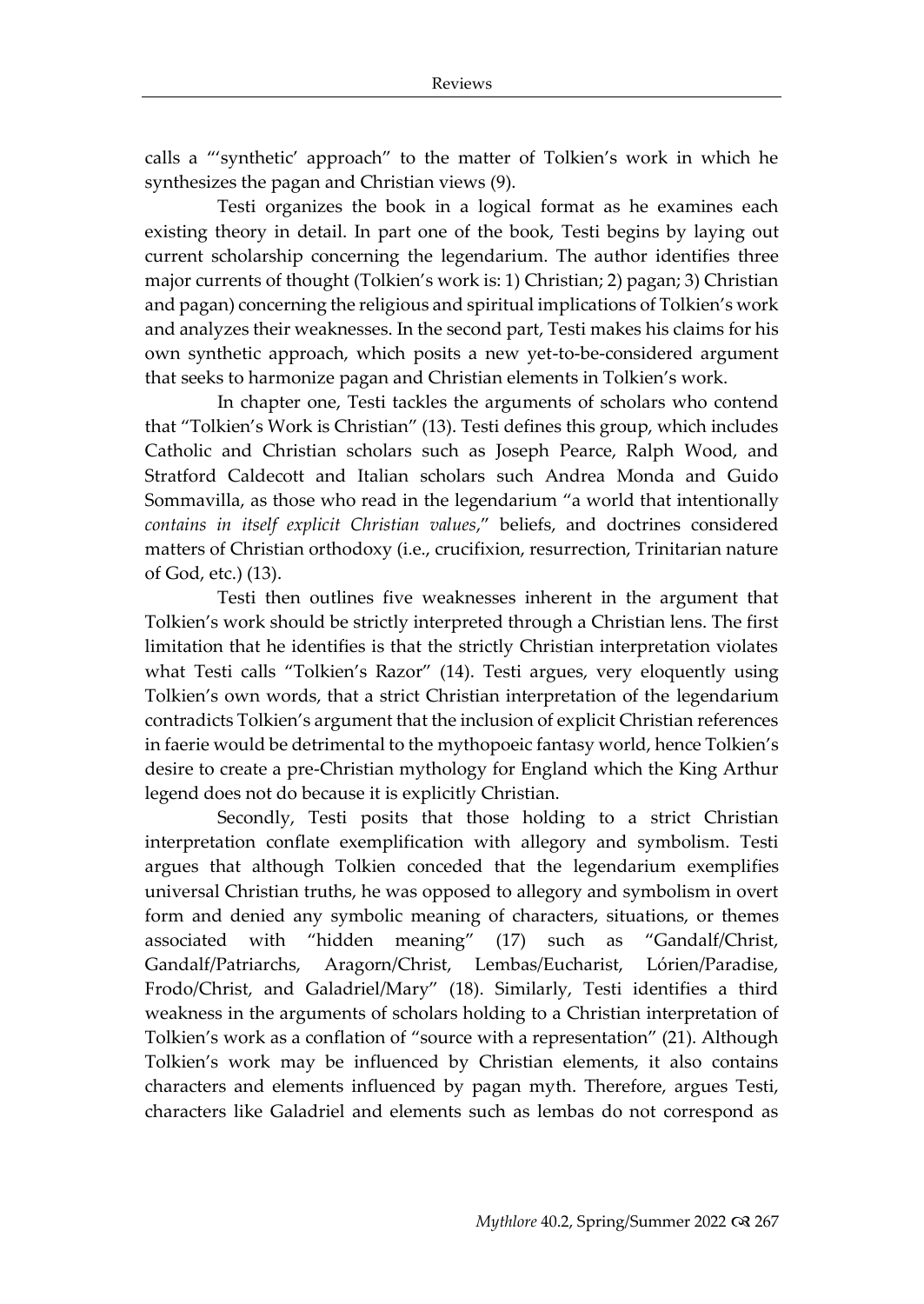calls a "'synthetic' approach" to the matter of Tolkien's work in which he synthesizes the pagan and Christian views (9).

Testi organizes the book in a logical format as he examines each existing theory in detail. In part one of the book, Testi begins by laying out current scholarship concerning the legendarium. The author identifies three major currents of thought (Tolkien's work is: 1) Christian; 2) pagan; 3) Christian and pagan) concerning the religious and spiritual implications of Tolkien's work and analyzes their weaknesses. In the second part, Testi makes his claims for his own synthetic approach, which posits a new yet-to-be-considered argument that seeks to harmonize pagan and Christian elements in Tolkien's work.

In chapter one, Testi tackles the arguments of scholars who contend that "Tolkien's Work is Christian" (13). Testi defines this group, which includes Catholic and Christian scholars such as Joseph Pearce, Ralph Wood, and Stratford Caldecott and Italian scholars such Andrea Monda and Guido Sommavilla, as those who read in the legendarium "a world that intentionally *contains in itself explicit Christian values*," beliefs, and doctrines considered matters of Christian orthodoxy (i.e., crucifixion, resurrection, Trinitarian nature of God, etc.) (13).

Testi then outlines five weaknesses inherent in the argument that Tolkien's work should be strictly interpreted through a Christian lens. The first limitation that he identifies is that the strictly Christian interpretation violates what Testi calls "Tolkien's Razor" (14). Testi argues, very eloquently using Tolkien's own words, that a strict Christian interpretation of the legendarium contradicts Tolkien's argument that the inclusion of explicit Christian references in faerie would be detrimental to the mythopoeic fantasy world, hence Tolkien's desire to create a pre-Christian mythology for England which the King Arthur legend does not do because it is explicitly Christian.

Secondly, Testi posits that those holding to a strict Christian interpretation conflate exemplification with allegory and symbolism. Testi argues that although Tolkien conceded that the legendarium exemplifies universal Christian truths, he was opposed to allegory and symbolism in overt form and denied any symbolic meaning of characters, situations, or themes associated with "hidden meaning" (17) such as "Gandalf/Christ, Gandalf/Patriarchs, Aragorn/Christ, Lembas/Eucharist, Lórien/Paradise, Frodo/Christ, and Galadriel/Mary" (18). Similarly, Testi identifies a third weakness in the arguments of scholars holding to a Christian interpretation of Tolkien's work as a conflation of "source with a representation" (21). Although Tolkien's work may be influenced by Christian elements, it also contains characters and elements influenced by pagan myth. Therefore, argues Testi, characters like Galadriel and elements such as lembas do not correspond as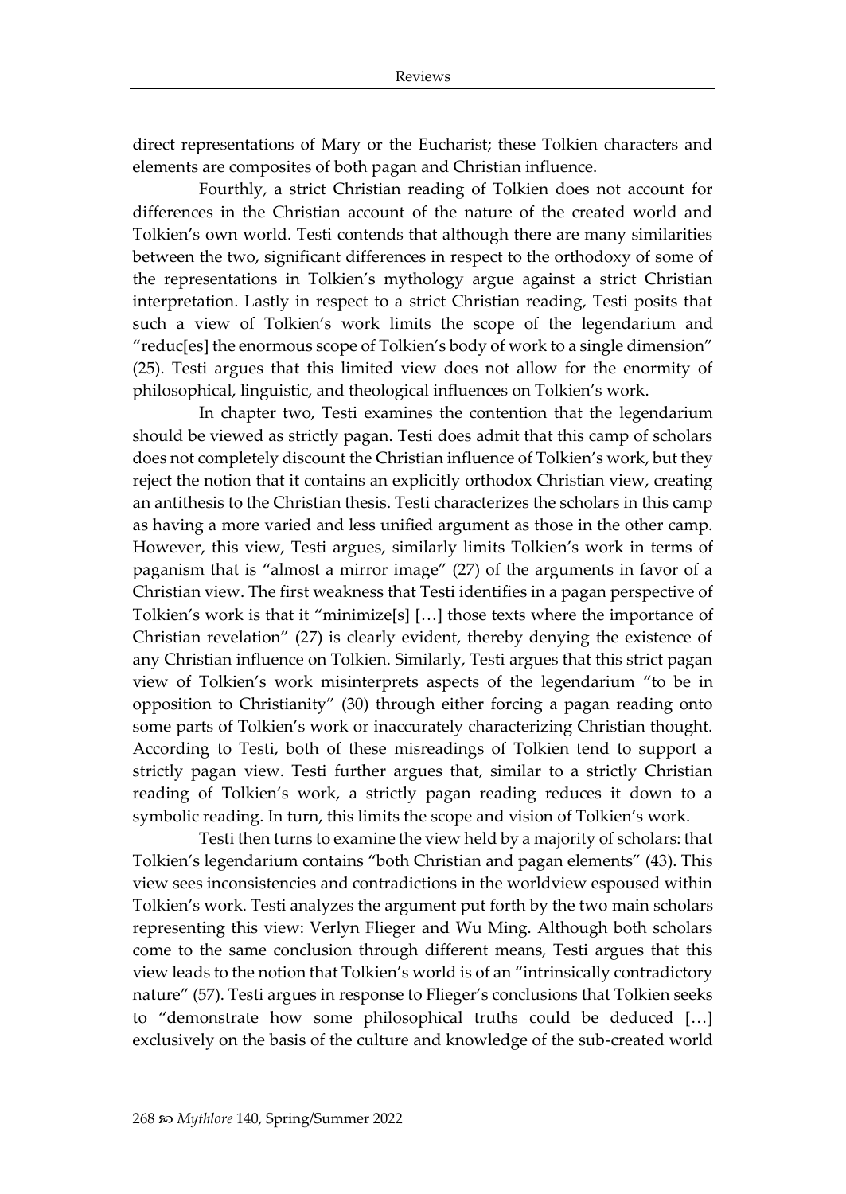direct representations of Mary or the Eucharist; these Tolkien characters and elements are composites of both pagan and Christian influence.

Fourthly, a strict Christian reading of Tolkien does not account for differences in the Christian account of the nature of the created world and Tolkien's own world. Testi contends that although there are many similarities between the two, significant differences in respect to the orthodoxy of some of the representations in Tolkien's mythology argue against a strict Christian interpretation. Lastly in respect to a strict Christian reading, Testi posits that such a view of Tolkien's work limits the scope of the legendarium and "reduc[es] the enormous scope of Tolkien's body of work to a single dimension" (25). Testi argues that this limited view does not allow for the enormity of philosophical, linguistic, and theological influences on Tolkien's work.

In chapter two, Testi examines the contention that the legendarium should be viewed as strictly pagan. Testi does admit that this camp of scholars does not completely discount the Christian influence of Tolkien's work, but they reject the notion that it contains an explicitly orthodox Christian view, creating an antithesis to the Christian thesis. Testi characterizes the scholars in this camp as having a more varied and less unified argument as those in the other camp. However, this view, Testi argues, similarly limits Tolkien's work in terms of paganism that is "almost a mirror image" (27) of the arguments in favor of a Christian view. The first weakness that Testi identifies in a pagan perspective of Tolkien's work is that it "minimize[s] […] those texts where the importance of Christian revelation" (27) is clearly evident, thereby denying the existence of any Christian influence on Tolkien. Similarly, Testi argues that this strict pagan view of Tolkien's work misinterprets aspects of the legendarium "to be in opposition to Christianity" (30) through either forcing a pagan reading onto some parts of Tolkien's work or inaccurately characterizing Christian thought. According to Testi, both of these misreadings of Tolkien tend to support a strictly pagan view. Testi further argues that, similar to a strictly Christian reading of Tolkien's work, a strictly pagan reading reduces it down to a symbolic reading. In turn, this limits the scope and vision of Tolkien's work.

Testi then turns to examine the view held by a majority of scholars: that Tolkien's legendarium contains "both Christian and pagan elements" (43). This view sees inconsistencies and contradictions in the worldview espoused within Tolkien's work. Testi analyzes the argument put forth by the two main scholars representing this view: Verlyn Flieger and Wu Ming. Although both scholars come to the same conclusion through different means, Testi argues that this view leads to the notion that Tolkien's world is of an "intrinsically contradictory nature" (57). Testi argues in response to Flieger's conclusions that Tolkien seeks to "demonstrate how some philosophical truths could be deduced […] exclusively on the basis of the culture and knowledge of the sub-created world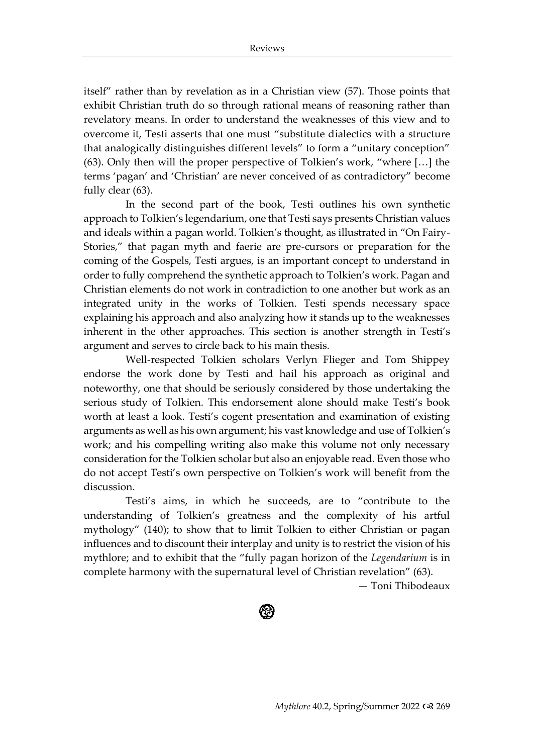itself" rather than by revelation as in a Christian view (57). Those points that exhibit Christian truth do so through rational means of reasoning rather than revelatory means. In order to understand the weaknesses of this view and to overcome it, Testi asserts that one must "substitute dialectics with a structure that analogically distinguishes different levels" to form a "unitary conception" (63). Only then will the proper perspective of Tolkien's work, "where […] the terms 'pagan' and 'Christian' are never conceived of as contradictory" become fully clear (63).

In the second part of the book, Testi outlines his own synthetic approach to Tolkien's legendarium, one that Testi says presents Christian values and ideals within a pagan world. Tolkien's thought, as illustrated in "On Fairy-Stories," that pagan myth and faerie are pre-cursors or preparation for the coming of the Gospels, Testi argues, is an important concept to understand in order to fully comprehend the synthetic approach to Tolkien's work. Pagan and Christian elements do not work in contradiction to one another but work as an integrated unity in the works of Tolkien. Testi spends necessary space explaining his approach and also analyzing how it stands up to the weaknesses inherent in the other approaches. This section is another strength in Testi's argument and serves to circle back to his main thesis.

Well-respected Tolkien scholars Verlyn Flieger and Tom Shippey endorse the work done by Testi and hail his approach as original and noteworthy, one that should be seriously considered by those undertaking the serious study of Tolkien. This endorsement alone should make Testi's book worth at least a look. Testi's cogent presentation and examination of existing arguments as well as his own argument; his vast knowledge and use of Tolkien's work; and his compelling writing also make this volume not only necessary consideration for the Tolkien scholar but also an enjoyable read. Even those who do not accept Testi's own perspective on Tolkien's work will benefit from the discussion.

Testi's aims, in which he succeeds, are to "contribute to the understanding of Tolkien's greatness and the complexity of his artful mythology" (140); to show that to limit Tolkien to either Christian or pagan influences and to discount their interplay and unity is to restrict the vision of his mythlore; and to exhibit that the "fully pagan horizon of the *Legendarium* is in complete harmony with the supernatural level of Christian revelation" (63).

— Toni Thibodeaux